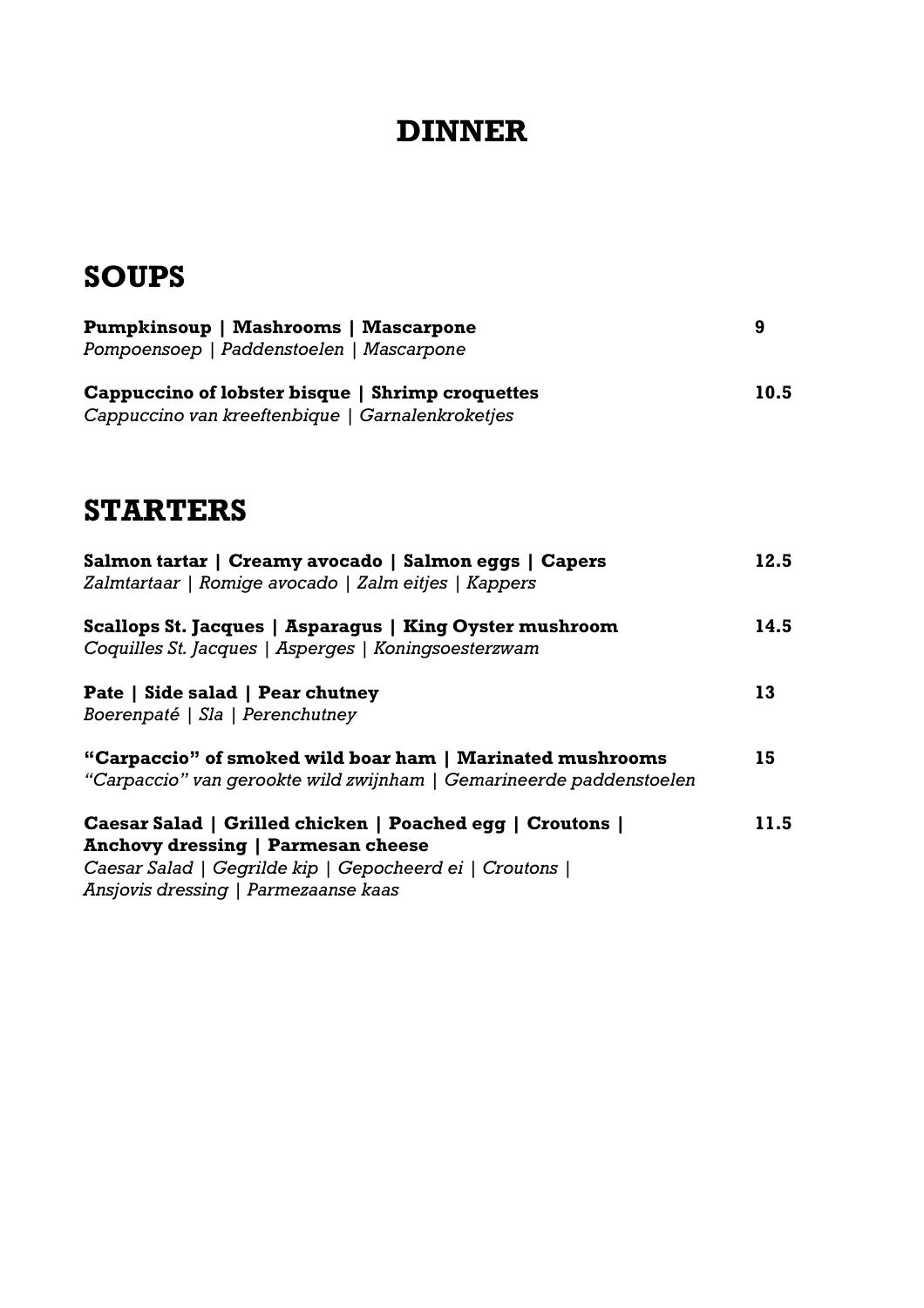# DINNER

## SOUPS

**Pumpkinsoup | Mashrooms | Mascarpone** **9**
*Pompoensoep | Paddenstoelen | Mascarpone*

**Cappuccino of lobster bisque | Shrimp croquettes** **10.5**
*Cappuccino van kreeftenbique | Garnalenkroketjes*

## STARTERS

**Salmon tartar | Creamy avocado | Salmon eggs | Capers** **12.5**
*Zalmtartaar | Romige avocado | Zalm eitjes | Kappers*

**Scallops St. Jacques | Asparagus | King Oyster mushroom** **14.5**
*Coquilles St. Jacques | Asperges | Koningsoesterzwam*

**Pate | Side salad | Pear chutney** **13**
*Boerenpaté | Sla | Perenchutney*

**"Carpaccio" of smoked wild boar ham | Marinated mushrooms** **15**
*"Carpaccio" van gerookte wild zwijnham | Gemarineerde paddenstoelen*

**Caesar Salad | Grilled chicken | Poached egg | Croutons | Anchovy dressing | Parmesan cheese** **11.5**
*Caesar Salad | Gegrilde kip | Gepocheerd ei | Croutons | Ansjovis dressing | Parmezaanse kaas*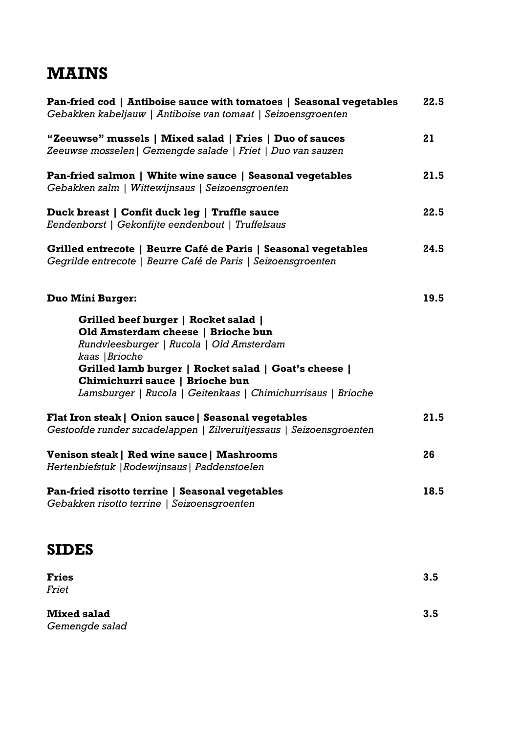# MAINS

**Pan-fried cod | Antiboise sauce with tomatoes | Seasonal vegetables** **22.5**
*Gebakken kabeljauw | Antiboise van tomaat | Seizoensgroenten*

**"Zeeuwse" mussels | Mixed salad | Fries | Duo of sauces** **21**
*Zeeuwse mosselen| Gemengde salade | Friet | Duo van sauzen*

**Pan-fried salmon | White wine sauce | Seasonal vegetables** **21.5**
*Gebakken zalm | Wittewijnsaus | Seizoensgroenten*

**Duck breast | Confit duck leg | Truffle sauce** **22.5**
*Eendenborst | Gekonfijte eendenbout | Truffelsaus*

**Grilled entrecote | Beurre Café de Paris | Seasonal vegetables** **24.5**
*Gegrilde entrecote | Beurre Café de Paris | Seizoensgroenten*

**Duo Mini Burger:** **19.5**

> **Grilled beef burger | Rocket salad | Old Amsterdam cheese | Brioche bun**
> *Rundvleesburger | Rucola | Old Amsterdam kaas |Brioche*
> **Grilled lamb burger | Rocket salad | Goat's cheese | Chimichurri sauce | Brioche bun**
> *Lamsburger | Rucola | Geitenkaas | Chimichurrisaus | Brioche*

**Flat Iron steak| Onion sauce| Seasonal vegetables** **21.5**
*Gestoofde runder sucadelappen | Zilveruitjessaus | Seizoensgroenten*

**Venison steak| Red wine sauce| Mashrooms** **26**
*Hertenbiefstuk |Rodewijnsaus| Paddenstoelen*

**Pan-fried risotto terrine | Seasonal vegetables** **18.5**
*Gebakken risotto terrine | Seizoensgroenten*

# SIDES

**Fries** **3.5**
*Friet*

**Mixed salad** **3.5**
*Gemengde salad*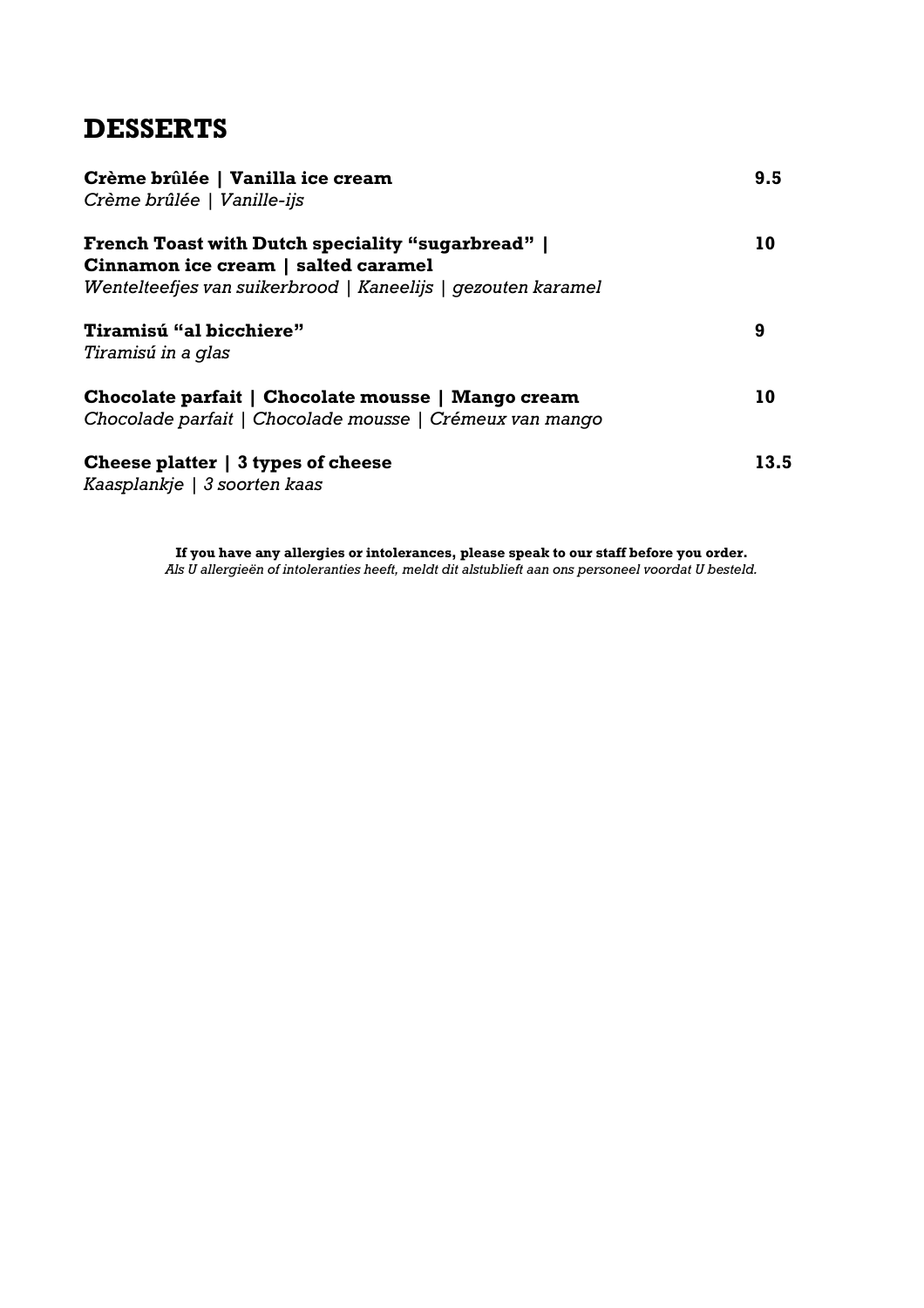# DESSERTS

**Crème brûlée | Vanilla ice cream** **9.5**
*Crème brûlée | Vanille-ijs*

**French Toast with Dutch speciality "sugarbread" | Cinnamon ice cream | salted caramel** **10**
*Wentelteefjes van suikerbrood | Kaneelijs | gezouten karamel*

**Tiramisú "al bicchiere"** **9**
*Tiramisú in a glas*

**Chocolate parfait | Chocolate mousse | Mango cream** **10**
*Chocolade parfait | Chocolade mousse | Crémeux van mango*

**Cheese platter | 3 types of cheese** **13.5**
*Kaasplankje | 3 soorten kaas*

**If you have any allergies or intolerances, please speak to our staff before you order.**
*Als U allergieën of intoleranties heeft, meldt dit alstublieft aan ons personeel voordat U besteld.*